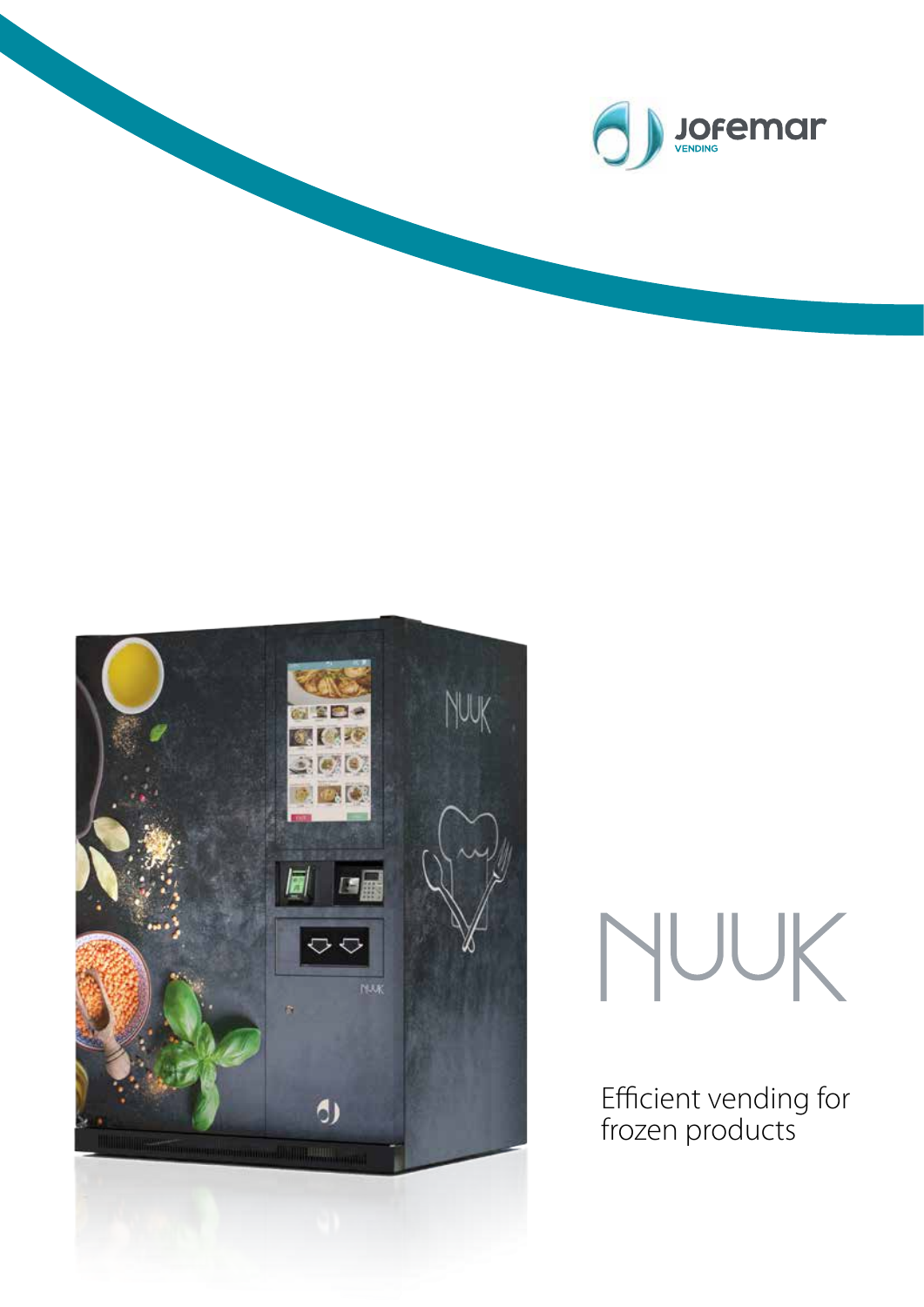Jofemar VENDING

# NUUK

Efficient vending for frozen products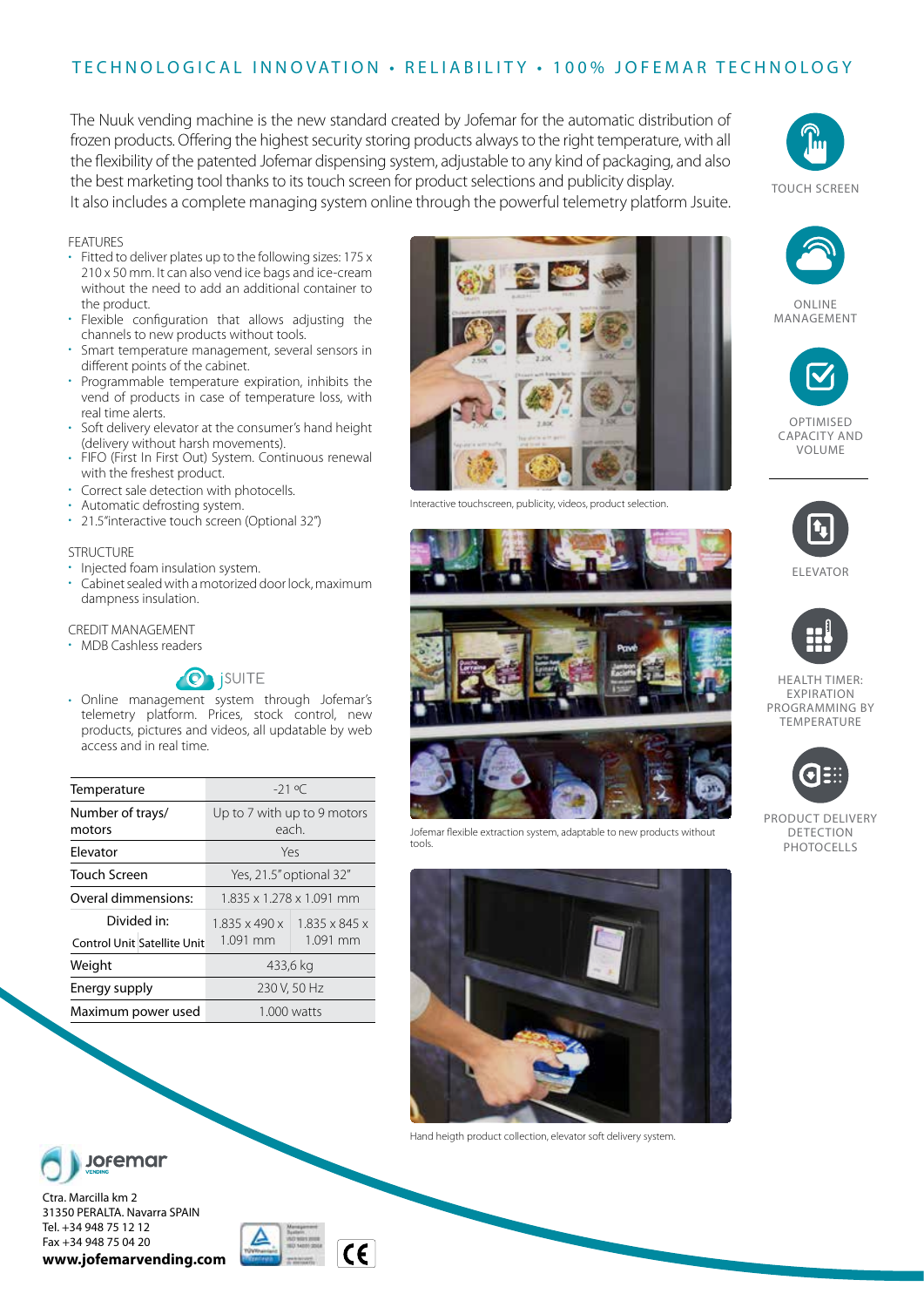TECHNOLOGICAL INNOVATION • RELIABILITY • 100% JOFEMAR TECHNOLOGY

The Nuuk vending machine is the new standard created by Jofemar for the automatic distribution of frozen products. Offering the highest security storing products always to the right temperature, with all the flexibility of the patented Jofemar dispensing system, adjustable to any kind of packaging, and also the best marketing tool thanks to its touch screen for product selections and publicity display.
It also includes a complete managing system online through the powerful telemetry platform Jsuite.

TOUCH SCREEN

ONLINE MANAGEMENT

OPTIMISED CAPACITY AND VOLUME

ELEVATOR

HEALTH TIMER: EXPIRATION PROGRAMMING BY TEMPERATURE

PRODUCT DELIVERY DETECTION PHOTOCELLS

FEATURES

- Fitted to deliver plates up to the following sizes: 175 x 210 x 50 mm. It can also vend ice bags and ice-cream without the need to add an additional container to the product.
- Flexible configuration that allows adjusting the channels to new products without tools.
- Smart temperature management, several sensors in different points of the cabinet.
- Programmable temperature expiration, inhibits the vend of products in case of temperature loss, with real time alerts.
- Soft delivery elevator at the consumer's hand height (delivery without harsh movements).
- FIFO (First In First Out) System. Continuous renewal with the freshest product.
- Correct sale detection with photocells.
- Automatic defrosting system.
- 21.5"interactive touch screen (Optional 32")

STRUCTURE

- Injected foam insulation system.
- Cabinet sealed with a motorized door lock, maximum dampness insulation.

CREDIT MANAGEMENT

- MDB Cashless readers

jSUITE

- Online management system through Jofemar's telemetry platform. Prices, stock control, new products, pictures and videos, all updatable by web access and in real time.

| | | |
|---|---|---|
| Temperature | -21 ºC | |
| Number of trays/ motors | Up to 7 with up to 9 motors each. | |
| Elevator | Yes | |
| Touch Screen | Yes, 21.5" optional 32" | |
| Overal dimmensions: | 1.835 x 1.278 x 1.091 mm | |
| Divided in: Control Unit / Satellite Unit | 1.835 x 490 x 1.091 mm | 1.835 x 845 x 1.091 mm |
| Weight | 433,6 kg | |
| Energy supply | 230 V, 50 Hz | |
| Maximum power used | 1.000 watts | |

Interactive touchscreen, publicity, videos, product selection.

Jofemar flexible extraction system, adaptable to new products without tools.

Hand heigth product collection, elevator soft delivery system.

Jofemar

Ctra. Marcilla km 2
31350 PERALTA. Navarra SPAIN
Tel. +34 948 75 12 12
Fax +34 948 75 04 20
**www.jofemarvending.com**